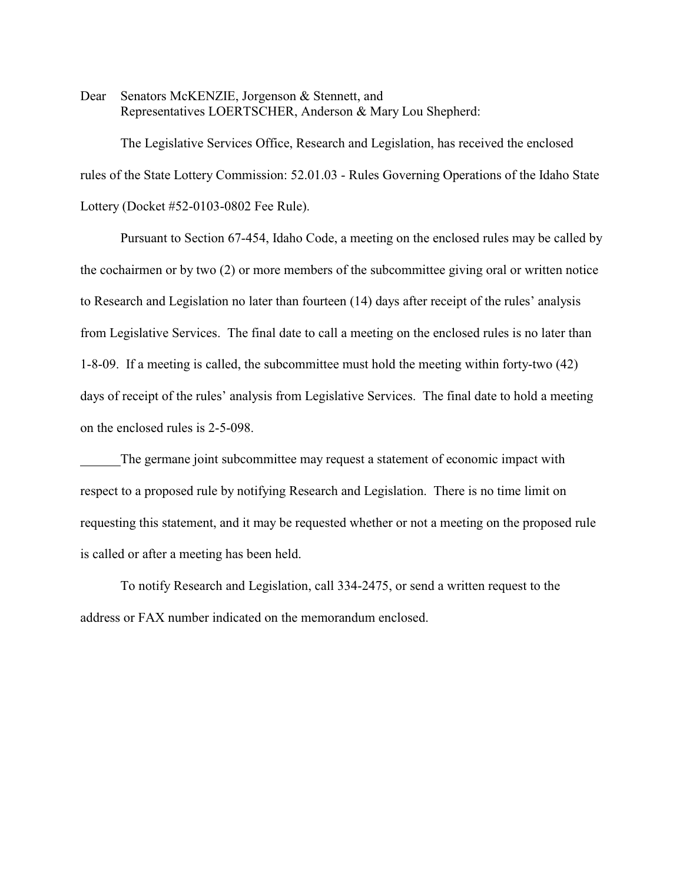Dear Senators McKENZIE, Jorgenson & Stennett, and
Representatives LOERTSCHER, Anderson & Mary Lou Shepherd:

The Legislative Services Office, Research and Legislation, has received the enclosed rules of the State Lottery Commission: 52.01.03 - Rules Governing Operations of the Idaho State Lottery (Docket #52-0103-0802 Fee Rule).

Pursuant to Section 67-454, Idaho Code, a meeting on the enclosed rules may be called by the cochairmen or by two (2) or more members of the subcommittee giving oral or written notice to Research and Legislation no later than fourteen (14) days after receipt of the rules' analysis from Legislative Services. The final date to call a meeting on the enclosed rules is no later than 1-8-09. If a meeting is called, the subcommittee must hold the meeting within forty-two (42) days of receipt of the rules' analysis from Legislative Services. The final date to hold a meeting on the enclosed rules is 2-5-098.

______The germane joint subcommittee may request a statement of economic impact with respect to a proposed rule by notifying Research and Legislation. There is no time limit on requesting this statement, and it may be requested whether or not a meeting on the proposed rule is called or after a meeting has been held.

To notify Research and Legislation, call 334-2475, or send a written request to the address or FAX number indicated on the memorandum enclosed.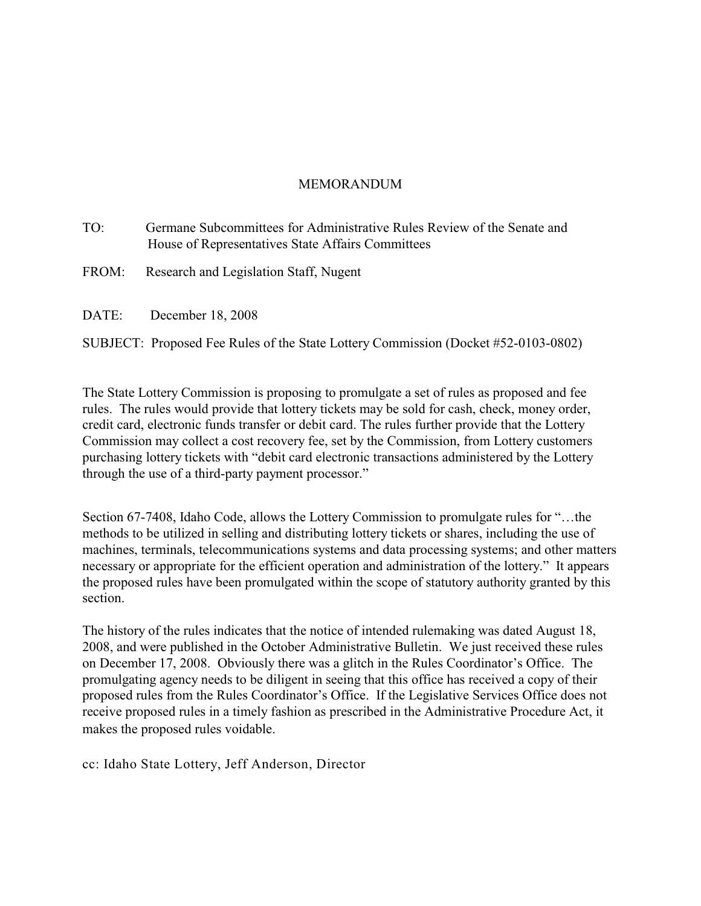# MEMORANDUM

TO: Germane Subcommittees for Administrative Rules Review of the Senate and House of Representatives State Affairs Committees

FROM: Research and Legislation Staff, Nugent

DATE: December 18, 2008

SUBJECT: Proposed Fee Rules of the State Lottery Commission (Docket #52-0103-0802)

The State Lottery Commission is proposing to promulgate a set of rules as proposed and fee rules. The rules would provide that lottery tickets may be sold for cash, check, money order, credit card, electronic funds transfer or debit card. The rules further provide that the Lottery Commission may collect a cost recovery fee, set by the Commission, from Lottery customers purchasing lottery tickets with "debit card electronic transactions administered by the Lottery through the use of a third-party payment processor."

Section 67-7408, Idaho Code, allows the Lottery Commission to promulgate rules for "…the methods to be utilized in selling and distributing lottery tickets or shares, including the use of machines, terminals, telecommunications systems and data processing systems; and other matters necessary or appropriate for the efficient operation and administration of the lottery." It appears the proposed rules have been promulgated within the scope of statutory authority granted by this section.

The history of the rules indicates that the notice of intended rulemaking was dated August 18, 2008, and were published in the October Administrative Bulletin. We just received these rules on December 17, 2008. Obviously there was a glitch in the Rules Coordinator's Office. The promulgating agency needs to be diligent in seeing that this office has received a copy of their proposed rules from the Rules Coordinator's Office. If the Legislative Services Office does not receive proposed rules in a timely fashion as prescribed in the Administrative Procedure Act, it makes the proposed rules voidable.

cc: Idaho State Lottery, Jeff Anderson, Director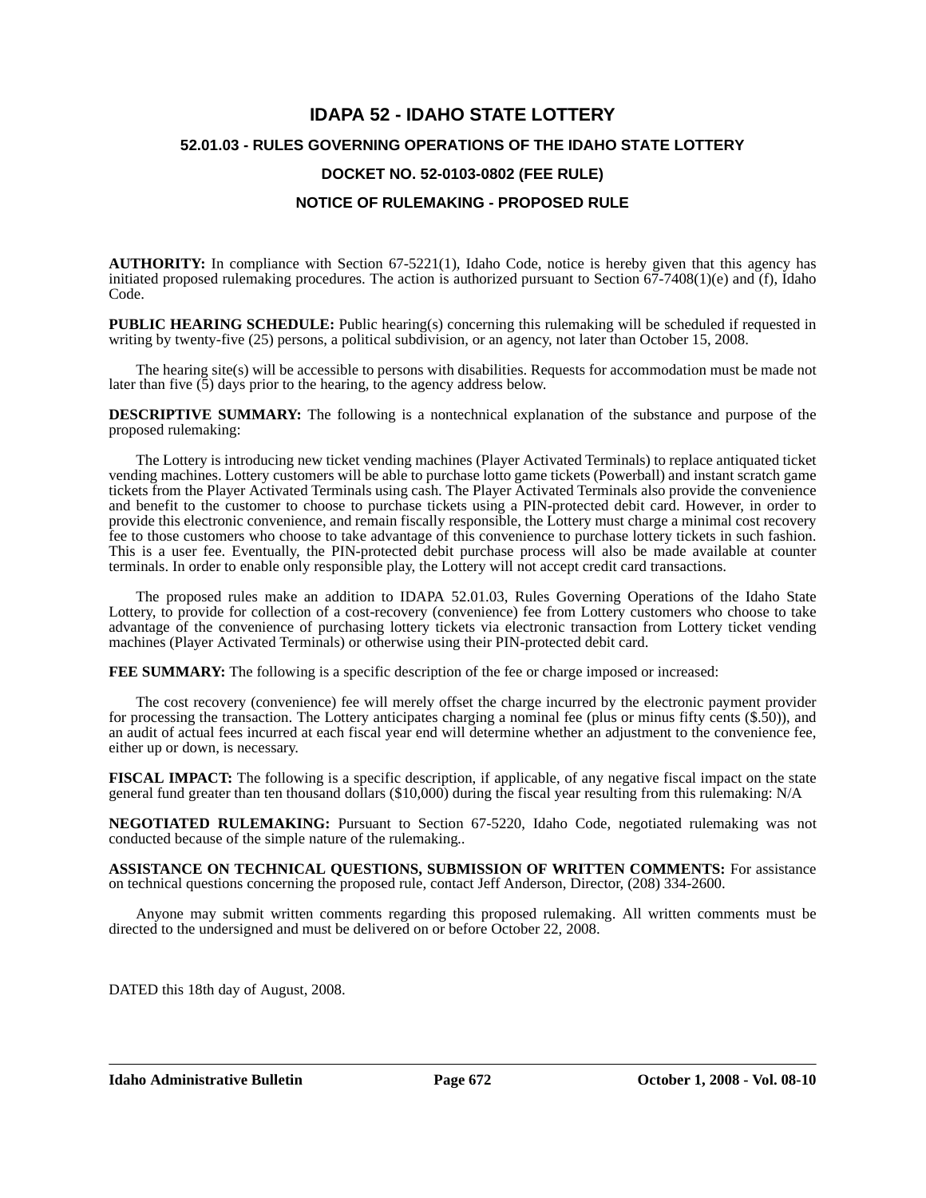# IDAPA 52 - IDAHO STATE LOTTERY

## 52.01.03 - RULES GOVERNING OPERATIONS OF THE IDAHO STATE LOTTERY

## DOCKET NO. 52-0103-0802 (FEE RULE)

## NOTICE OF RULEMAKING - PROPOSED RULE

**AUTHORITY:** In compliance with Section 67-5221(1), Idaho Code, notice is hereby given that this agency has initiated proposed rulemaking procedures. The action is authorized pursuant to Section 67-7408(1)(e) and (f), Idaho Code.

**PUBLIC HEARING SCHEDULE:** Public hearing(s) concerning this rulemaking will be scheduled if requested in writing by twenty-five (25) persons, a political subdivision, or an agency, not later than October 15, 2008.

The hearing site(s) will be accessible to persons with disabilities. Requests for accommodation must be made not later than five (5) days prior to the hearing, to the agency address below.

**DESCRIPTIVE SUMMARY:** The following is a nontechnical explanation of the substance and purpose of the proposed rulemaking:

The Lottery is introducing new ticket vending machines (Player Activated Terminals) to replace antiquated ticket vending machines. Lottery customers will be able to purchase lotto game tickets (Powerball) and instant scratch game tickets from the Player Activated Terminals using cash. The Player Activated Terminals also provide the convenience and benefit to the customer to choose to purchase tickets using a PIN-protected debit card. However, in order to provide this electronic convenience, and remain fiscally responsible, the Lottery must charge a minimal cost recovery fee to those customers who choose to take advantage of this convenience to purchase lottery tickets in such fashion. This is a user fee. Eventually, the PIN-protected debit purchase process will also be made available at counter terminals. In order to enable only responsible play, the Lottery will not accept credit card transactions.

The proposed rules make an addition to IDAPA 52.01.03, Rules Governing Operations of the Idaho State Lottery, to provide for collection of a cost-recovery (convenience) fee from Lottery customers who choose to take advantage of the convenience of purchasing lottery tickets via electronic transaction from Lottery ticket vending machines (Player Activated Terminals) or otherwise using their PIN-protected debit card.

**FEE SUMMARY:** The following is a specific description of the fee or charge imposed or increased:

The cost recovery (convenience) fee will merely offset the charge incurred by the electronic payment provider for processing the transaction. The Lottery anticipates charging a nominal fee (plus or minus fifty cents ($.50)), and an audit of actual fees incurred at each fiscal year end will determine whether an adjustment to the convenience fee, either up or down, is necessary.

**FISCAL IMPACT:** The following is a specific description, if applicable, of any negative fiscal impact on the state general fund greater than ten thousand dollars ($10,000) during the fiscal year resulting from this rulemaking: N/A

**NEGOTIATED RULEMAKING:** Pursuant to Section 67-5220, Idaho Code, negotiated rulemaking was not conducted because of the simple nature of the rulemaking..

**ASSISTANCE ON TECHNICAL QUESTIONS, SUBMISSION OF WRITTEN COMMENTS:** For assistance on technical questions concerning the proposed rule, contact Jeff Anderson, Director, (208) 334-2600.

Anyone may submit written comments regarding this proposed rulemaking. All written comments must be directed to the undersigned and must be delivered on or before October 22, 2008.

DATED this 18th day of August, 2008.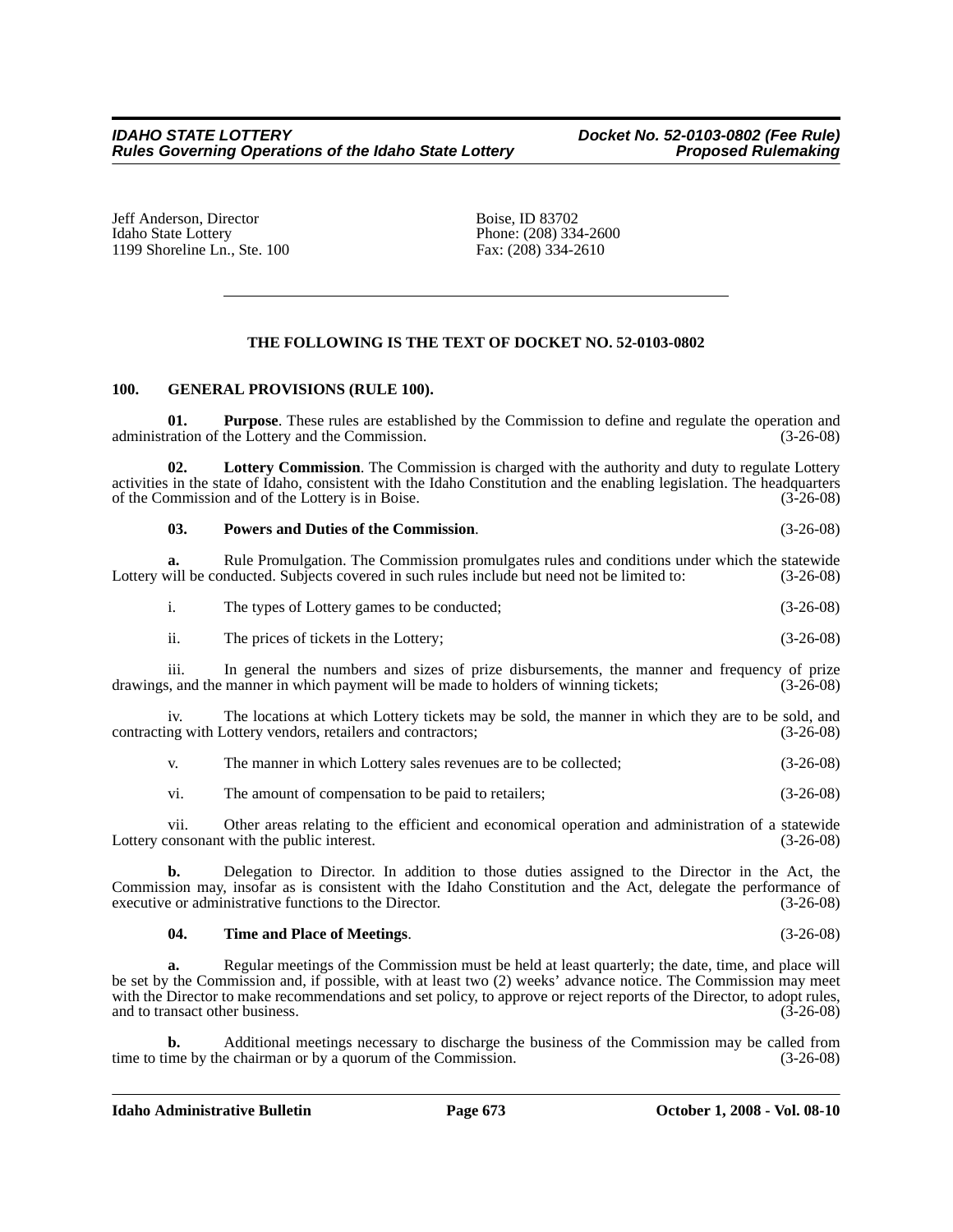Jeff Anderson, Director
Idaho State Lottery
1199 Shoreline Ln., Ste. 100
Boise, ID 83702
Phone: (208) 334-2600
Fax: (208) 334-2610

---

**THE FOLLOWING IS THE TEXT OF DOCKET NO. 52-0103-0802**

**100. GENERAL PROVISIONS (RULE 100).**

**01. Purpose**. These rules are established by the Commission to define and regulate the operation and administration of the Lottery and the Commission. (3-26-08)

**02. Lottery Commission**. The Commission is charged with the authority and duty to regulate Lottery activities in the state of Idaho, consistent with the Idaho Constitution and the enabling legislation. The headquarters of the Commission and of the Lottery is in Boise. (3-26-08)

**03. Powers and Duties of the Commission**. (3-26-08)

**a.** Rule Promulgation. The Commission promulgates rules and conditions under which the statewide Lottery will be conducted. Subjects covered in such rules include but need not be limited to: (3-26-08)

i. The types of Lottery games to be conducted; (3-26-08)

ii. The prices of tickets in the Lottery; (3-26-08)

iii. In general the numbers and sizes of prize disbursements, the manner and frequency of prize drawings, and the manner in which payment will be made to holders of winning tickets; (3-26-08)

iv. The locations at which Lottery tickets may be sold, the manner in which they are to be sold, and contracting with Lottery vendors, retailers and contractors; (3-26-08)

v. The manner in which Lottery sales revenues are to be collected; (3-26-08)

vi. The amount of compensation to be paid to retailers; (3-26-08)

vii. Other areas relating to the efficient and economical operation and administration of a statewide Lottery consonant with the public interest. (3-26-08)

**b.** Delegation to Director. In addition to those duties assigned to the Director in the Act, the Commission may, insofar as is consistent with the Idaho Constitution and the Act, delegate the performance of executive or administrative functions to the Director. (3-26-08)

**04. Time and Place of Meetings**. (3-26-08)

**a.** Regular meetings of the Commission must be held at least quarterly; the date, time, and place will be set by the Commission and, if possible, with at least two (2) weeks' advance notice. The Commission may meet with the Director to make recommendations and set policy, to approve or reject reports of the Director, to adopt rules, and to transact other business. (3-26-08)

**b.** Additional meetings necessary to discharge the business of the Commission may be called from time to time by the chairman or by a quorum of the Commission. (3-26-08)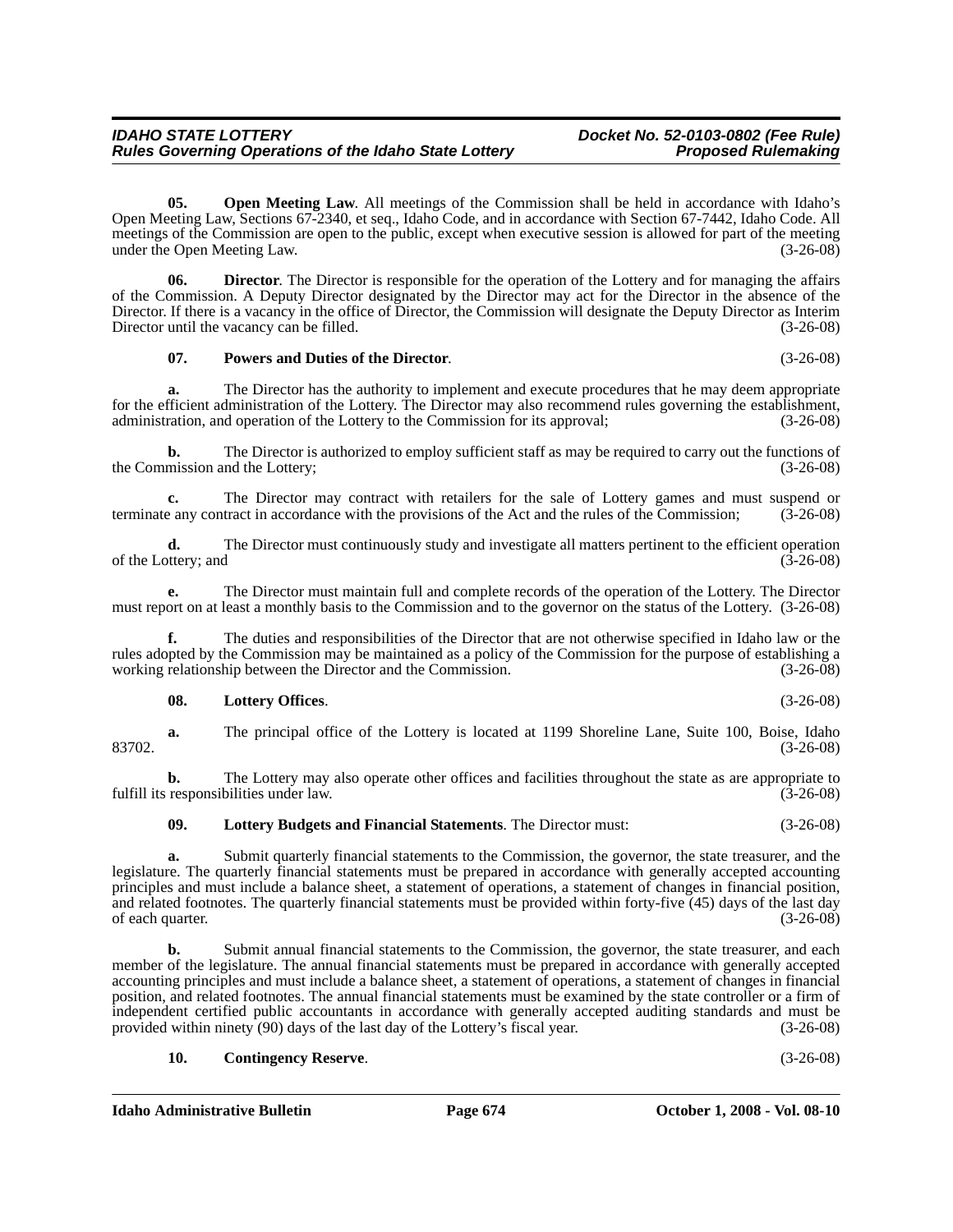**05. Open Meeting Law**. All meetings of the Commission shall be held in accordance with Idaho's Open Meeting Law, Sections 67-2340, et seq., Idaho Code, and in accordance with Section 67-7442, Idaho Code. All meetings of the Commission are open to the public, except when executive session is allowed for part of the meeting under the Open Meeting Law. (3-26-08)

**06. Director**. The Director is responsible for the operation of the Lottery and for managing the affairs of the Commission. A Deputy Director designated by the Director may act for the Director in the absence of the Director. If there is a vacancy in the office of Director, the Commission will designate the Deputy Director as Interim Director until the vacancy can be filled. (3-26-08)

**07. Powers and Duties of the Director**. (3-26-08)

**a.** The Director has the authority to implement and execute procedures that he may deem appropriate for the efficient administration of the Lottery. The Director may also recommend rules governing the establishment, administration, and operation of the Lottery to the Commission for its approval; (3-26-08)

**b.** The Director is authorized to employ sufficient staff as may be required to carry out the functions of the Commission and the Lottery; (3-26-08)

**c.** The Director may contract with retailers for the sale of Lottery games and must suspend or terminate any contract in accordance with the provisions of the Act and the rules of the Commission; (3-26-08)

**d.** The Director must continuously study and investigate all matters pertinent to the efficient operation of the Lottery; and (3-26-08)

**e.** The Director must maintain full and complete records of the operation of the Lottery. The Director must report on at least a monthly basis to the Commission and to the governor on the status of the Lottery. (3-26-08)

**f.** The duties and responsibilities of the Director that are not otherwise specified in Idaho law or the rules adopted by the Commission may be maintained as a policy of the Commission for the purpose of establishing a working relationship between the Director and the Commission. (3-26-08)

**08. Lottery Offices**. (3-26-08)

**a.** The principal office of the Lottery is located at 1199 Shoreline Lane, Suite 100, Boise, Idaho 83702. (3-26-08)

**b.** The Lottery may also operate other offices and facilities throughout the state as are appropriate to fulfill its responsibilities under law. (3-26-08)

**09. Lottery Budgets and Financial Statements**. The Director must: (3-26-08)

**a.** Submit quarterly financial statements to the Commission, the governor, the state treasurer, and the legislature. The quarterly financial statements must be prepared in accordance with generally accepted accounting principles and must include a balance sheet, a statement of operations, a statement of changes in financial position, and related footnotes. The quarterly financial statements must be provided within forty-five (45) days of the last day of each quarter. (3-26-08)

**b.** Submit annual financial statements to the Commission, the governor, the state treasurer, and each member of the legislature. The annual financial statements must be prepared in accordance with generally accepted accounting principles and must include a balance sheet, a statement of operations, a statement of changes in financial position, and related footnotes. The annual financial statements must be examined by the state controller or a firm of independent certified public accountants in accordance with generally accepted auditing standards and must be provided within ninety (90) days of the last day of the Lottery's fiscal year. (3-26-08)

**10. Contingency Reserve**. (3-26-08)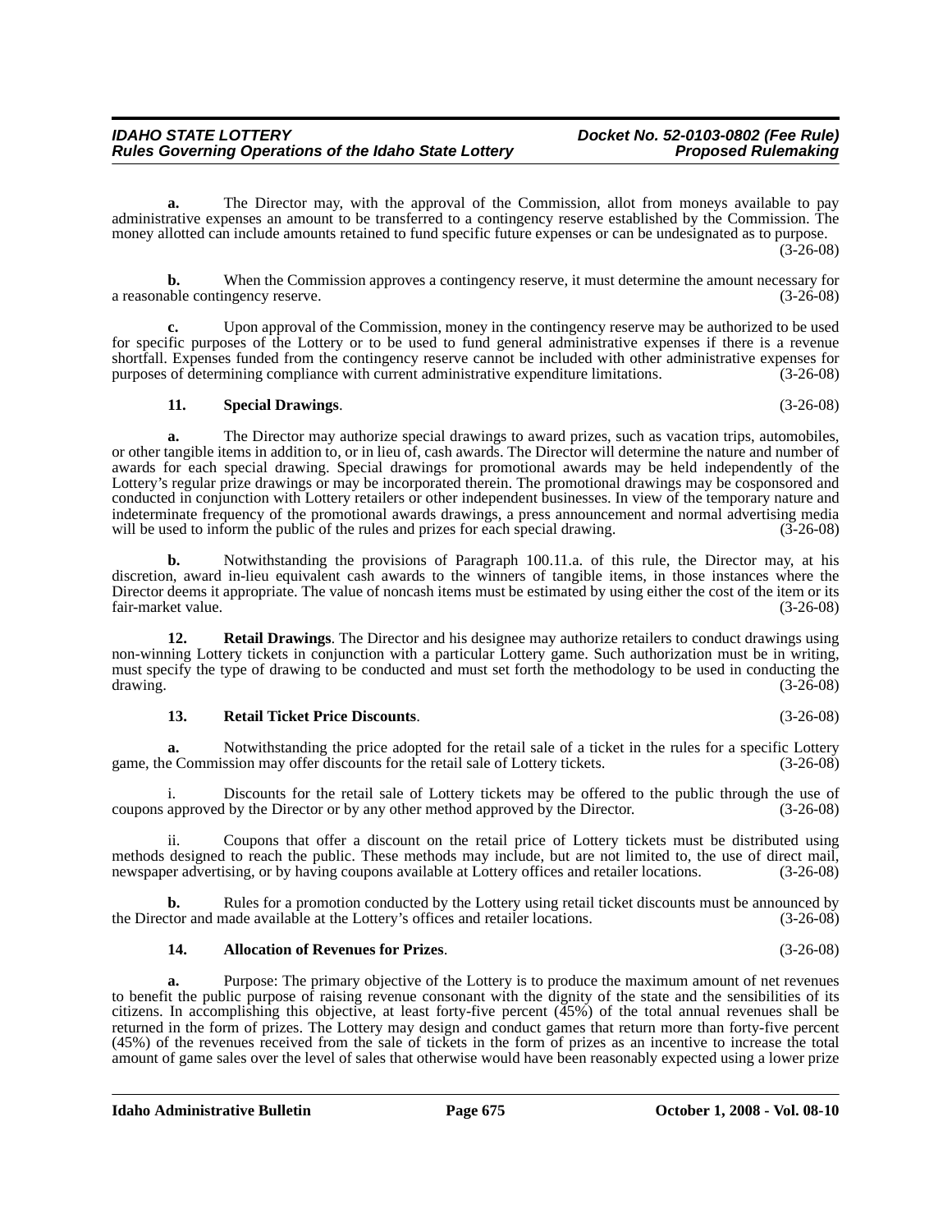**a.** The Director may, with the approval of the Commission, allot from moneys available to pay administrative expenses an amount to be transferred to a contingency reserve established by the Commission. The money allotted can include amounts retained to fund specific future expenses or can be undesignated as to purpose. (3-26-08)

**b.** When the Commission approves a contingency reserve, it must determine the amount necessary for a reasonable contingency reserve. (3-26-08)

**c.** Upon approval of the Commission, money in the contingency reserve may be authorized to be used for specific purposes of the Lottery or to be used to fund general administrative expenses if there is a revenue shortfall. Expenses funded from the contingency reserve cannot be included with other administrative expenses for purposes of determining compliance with current administrative expenditure limitations. (3-26-08)

**11. Special Drawings**. (3-26-08)

**a.** The Director may authorize special drawings to award prizes, such as vacation trips, automobiles, or other tangible items in addition to, or in lieu of, cash awards. The Director will determine the nature and number of awards for each special drawing. Special drawings for promotional awards may be held independently of the Lottery's regular prize drawings or may be incorporated therein. The promotional drawings may be cosponsored and conducted in conjunction with Lottery retailers or other independent businesses. In view of the temporary nature and indeterminate frequency of the promotional awards drawings, a press announcement and normal advertising media will be used to inform the public of the rules and prizes for each special drawing. (3-26-08)

**b.** Notwithstanding the provisions of Paragraph 100.11.a. of this rule, the Director may, at his discretion, award in-lieu equivalent cash awards to the winners of tangible items, in those instances where the Director deems it appropriate. The value of noncash items must be estimated by using either the cost of the item or its fair-market value. (3-26-08)

**12. Retail Drawings**. The Director and his designee may authorize retailers to conduct drawings using non-winning Lottery tickets in conjunction with a particular Lottery game. Such authorization must be in writing, must specify the type of drawing to be conducted and must set forth the methodology to be used in conducting the drawing. (3-26-08)

**13. Retail Ticket Price Discounts**. (3-26-08)

**a.** Notwithstanding the price adopted for the retail sale of a ticket in the rules for a specific Lottery game, the Commission may offer discounts for the retail sale of Lottery tickets. (3-26-08)

i. Discounts for the retail sale of Lottery tickets may be offered to the public through the use of coupons approved by the Director or by any other method approved by the Director. (3-26-08)

ii. Coupons that offer a discount on the retail price of Lottery tickets must be distributed using methods designed to reach the public. These methods may include, but are not limited to, the use of direct mail, newspaper advertising, or by having coupons available at Lottery offices and retailer locations. (3-26-08)

**b.** Rules for a promotion conducted by the Lottery using retail ticket discounts must be announced by the Director and made available at the Lottery's offices and retailer locations. (3-26-08)

**14. Allocation of Revenues for Prizes**. (3-26-08)

**a.** Purpose: The primary objective of the Lottery is to produce the maximum amount of net revenues to benefit the public purpose of raising revenue consonant with the dignity of the state and the sensibilities of its citizens. In accomplishing this objective, at least forty-five percent (45%) of the total annual revenues shall be returned in the form of prizes. The Lottery may design and conduct games that return more than forty-five percent (45%) of the revenues received from the sale of tickets in the form of prizes as an incentive to increase the total amount of game sales over the level of sales that otherwise would have been reasonably expected using a lower prize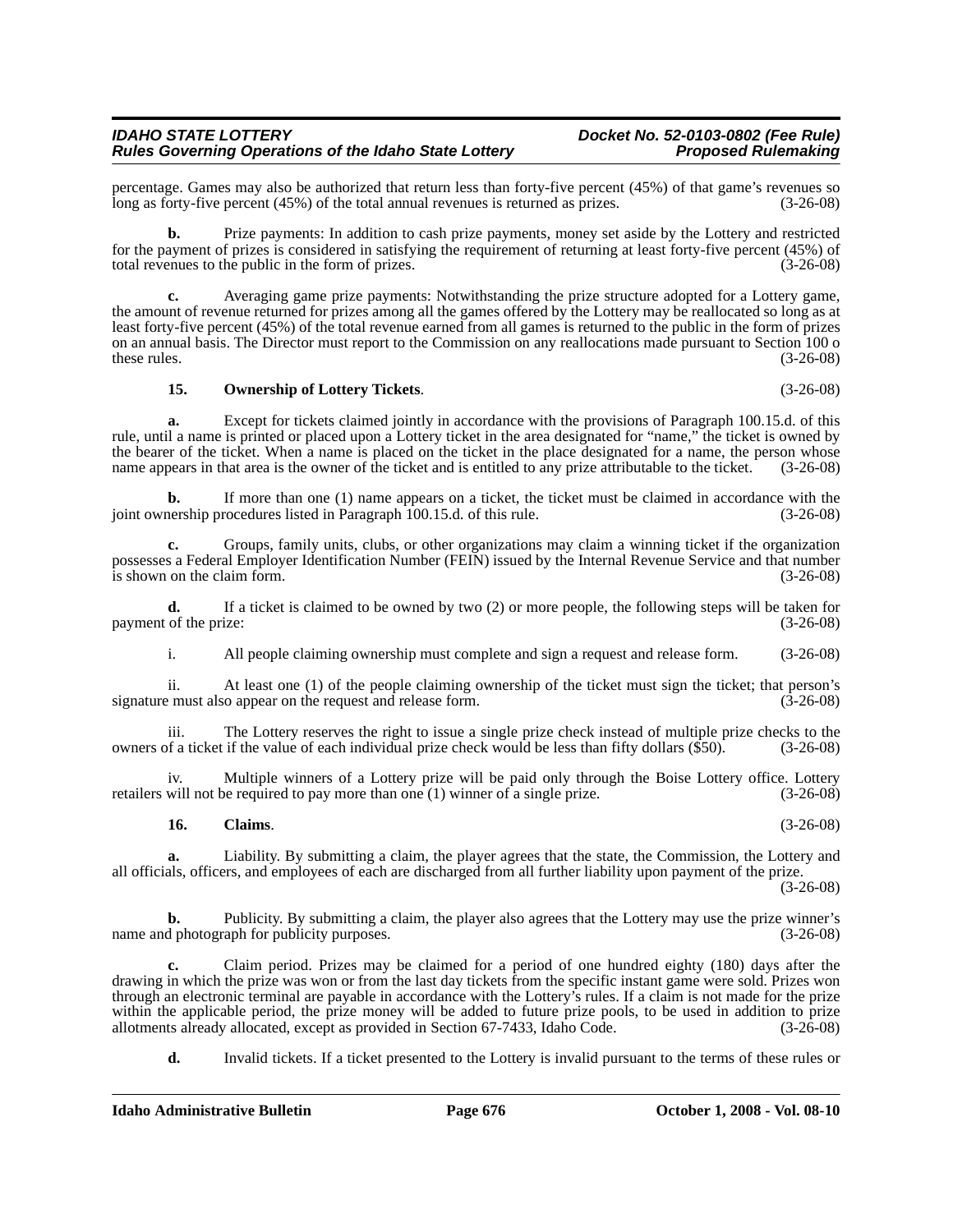percentage. Games may also be authorized that return less than forty-five percent (45%) of that game's revenues so long as forty-five percent (45%) of the total annual revenues is returned as prizes. (3-26-08)

**b.** Prize payments: In addition to cash prize payments, money set aside by the Lottery and restricted for the payment of prizes is considered in satisfying the requirement of returning at least forty-five percent (45%) of total revenues to the public in the form of prizes. (3-26-08)

**c.** Averaging game prize payments: Notwithstanding the prize structure adopted for a Lottery game, the amount of revenue returned for prizes among all the games offered by the Lottery may be reallocated so long as at least forty-five percent (45%) of the total revenue earned from all games is returned to the public in the form of prizes on an annual basis. The Director must report to the Commission on any reallocations made pursuant to Section 100 o these rules. (3-26-08)

**15. Ownership of Lottery Tickets**. (3-26-08)

**a.** Except for tickets claimed jointly in accordance with the provisions of Paragraph 100.15.d. of this rule, until a name is printed or placed upon a Lottery ticket in the area designated for "name," the ticket is owned by the bearer of the ticket. When a name is placed on the ticket in the place designated for a name, the person whose name appears in that area is the owner of the ticket and is entitled to any prize attributable to the ticket. (3-26-08)

**b.** If more than one (1) name appears on a ticket, the ticket must be claimed in accordance with the joint ownership procedures listed in Paragraph 100.15.d. of this rule. (3-26-08)

**c.** Groups, family units, clubs, or other organizations may claim a winning ticket if the organization possesses a Federal Employer Identification Number (FEIN) issued by the Internal Revenue Service and that number is shown on the claim form. (3-26-08)

**d.** If a ticket is claimed to be owned by two (2) or more people, the following steps will be taken for payment of the prize: (3-26-08)

i. All people claiming ownership must complete and sign a request and release form. (3-26-08)

ii. At least one (1) of the people claiming ownership of the ticket must sign the ticket; that person's signature must also appear on the request and release form. (3-26-08)

iii. The Lottery reserves the right to issue a single prize check instead of multiple prize checks to the owners of a ticket if the value of each individual prize check would be less than fifty dollars ($50). (3-26-08)

iv. Multiple winners of a Lottery prize will be paid only through the Boise Lottery office. Lottery retailers will not be required to pay more than one (1) winner of a single prize. (3-26-08)

**16. Claims**. (3-26-08)

**a.** Liability. By submitting a claim, the player agrees that the state, the Commission, the Lottery and all officials, officers, and employees of each are discharged from all further liability upon payment of the prize. (3-26-08)

**b.** Publicity. By submitting a claim, the player also agrees that the Lottery may use the prize winner's name and photograph for publicity purposes. (3-26-08)

**c.** Claim period. Prizes may be claimed for a period of one hundred eighty (180) days after the drawing in which the prize was won or from the last day tickets from the specific instant game were sold. Prizes won through an electronic terminal are payable in accordance with the Lottery's rules. If a claim is not made for the prize within the applicable period, the prize money will be added to future prize pools, to be used in addition to prize allotments already allocated, except as provided in Section 67-7433, Idaho Code. (3-26-08)

**d.** Invalid tickets. If a ticket presented to the Lottery is invalid pursuant to the terms of these rules or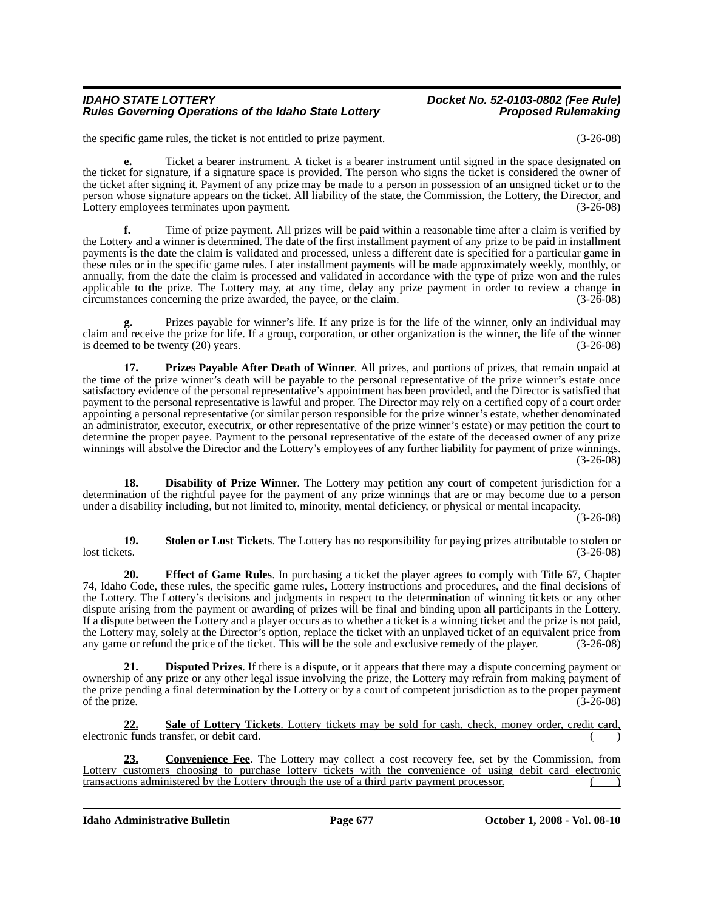the specific game rules, the ticket is not entitled to prize payment. (3-26-08)

**e.** Ticket a bearer instrument. A ticket is a bearer instrument until signed in the space designated on the ticket for signature, if a signature space is provided. The person who signs the ticket is considered the owner of the ticket after signing it. Payment of any prize may be made to a person in possession of an unsigned ticket or to the person whose signature appears on the ticket. All liability of the state, the Commission, the Lottery, the Director, and Lottery employees terminates upon payment. (3-26-08)

**f.** Time of prize payment. All prizes will be paid within a reasonable time after a claim is verified by the Lottery and a winner is determined. The date of the first installment payment of any prize to be paid in installment payments is the date the claim is validated and processed, unless a different date is specified for a particular game in these rules or in the specific game rules. Later installment payments will be made approximately weekly, monthly, or annually, from the date the claim is processed and validated in accordance with the type of prize won and the rules applicable to the prize. The Lottery may, at any time, delay any prize payment in order to review a change in circumstances concerning the prize awarded, the payee, or the claim. (3-26-08)

**g.** Prizes payable for winner's life. If any prize is for the life of the winner, only an individual may claim and receive the prize for life. If a group, corporation, or other organization is the winner, the life of the winner is deemed to be twenty (20) years. (3-26-08)

**17. Prizes Payable After Death of Winner**. All prizes, and portions of prizes, that remain unpaid at the time of the prize winner's death will be payable to the personal representative of the prize winner's estate once satisfactory evidence of the personal representative's appointment has been provided, and the Director is satisfied that payment to the personal representative is lawful and proper. The Director may rely on a certified copy of a court order appointing a personal representative (or similar person responsible for the prize winner's estate, whether denominated an administrator, executor, executrix, or other representative of the prize winner's estate) or may petition the court to determine the proper payee. Payment to the personal representative of the estate of the deceased owner of any prize winnings will absolve the Director and the Lottery's employees of any further liability for payment of prize winnings. (3-26-08)

**18. Disability of Prize Winner**. The Lottery may petition any court of competent jurisdiction for a determination of the rightful payee for the payment of any prize winnings that are or may become due to a person under a disability including, but not limited to, minority, mental deficiency, or physical or mental incapacity. (3-26-08)

**19. Stolen or Lost Tickets**. The Lottery has no responsibility for paying prizes attributable to stolen or lost tickets. (3-26-08)

**20. Effect of Game Rules**. In purchasing a ticket the player agrees to comply with Title 67, Chapter 74, Idaho Code, these rules, the specific game rules, Lottery instructions and procedures, and the final decisions of the Lottery. The Lottery's decisions and judgments in respect to the determination of winning tickets or any other dispute arising from the payment or awarding of prizes will be final and binding upon all participants in the Lottery. If a dispute between the Lottery and a player occurs as to whether a ticket is a winning ticket and the prize is not paid, the Lottery may, solely at the Director's option, replace the ticket with an unplayed ticket of an equivalent price from any game or refund the price of the ticket. This will be the sole and exclusive remedy of the player. (3-26-08)

**21. Disputed Prizes**. If there is a dispute, or it appears that there may a dispute concerning payment or ownership of any prize or any other legal issue involving the prize, the Lottery may refrain from making payment of the prize pending a final determination by the Lottery or by a court of competent jurisdiction as to the proper payment of the prize. (3-26-08)

<u>**22. Sale of Lottery Tickets**. Lottery tickets may be sold for cash, check, money order, credit card, electronic funds transfer, or debit card.</u> ( )

<u>**23. Convenience Fee**. The Lottery may collect a cost recovery fee, set by the Commission, from Lottery customers choosing to purchase lottery tickets with the convenience of using debit card electronic transactions administered by the Lottery through the use of a third party payment processor.</u> ( )